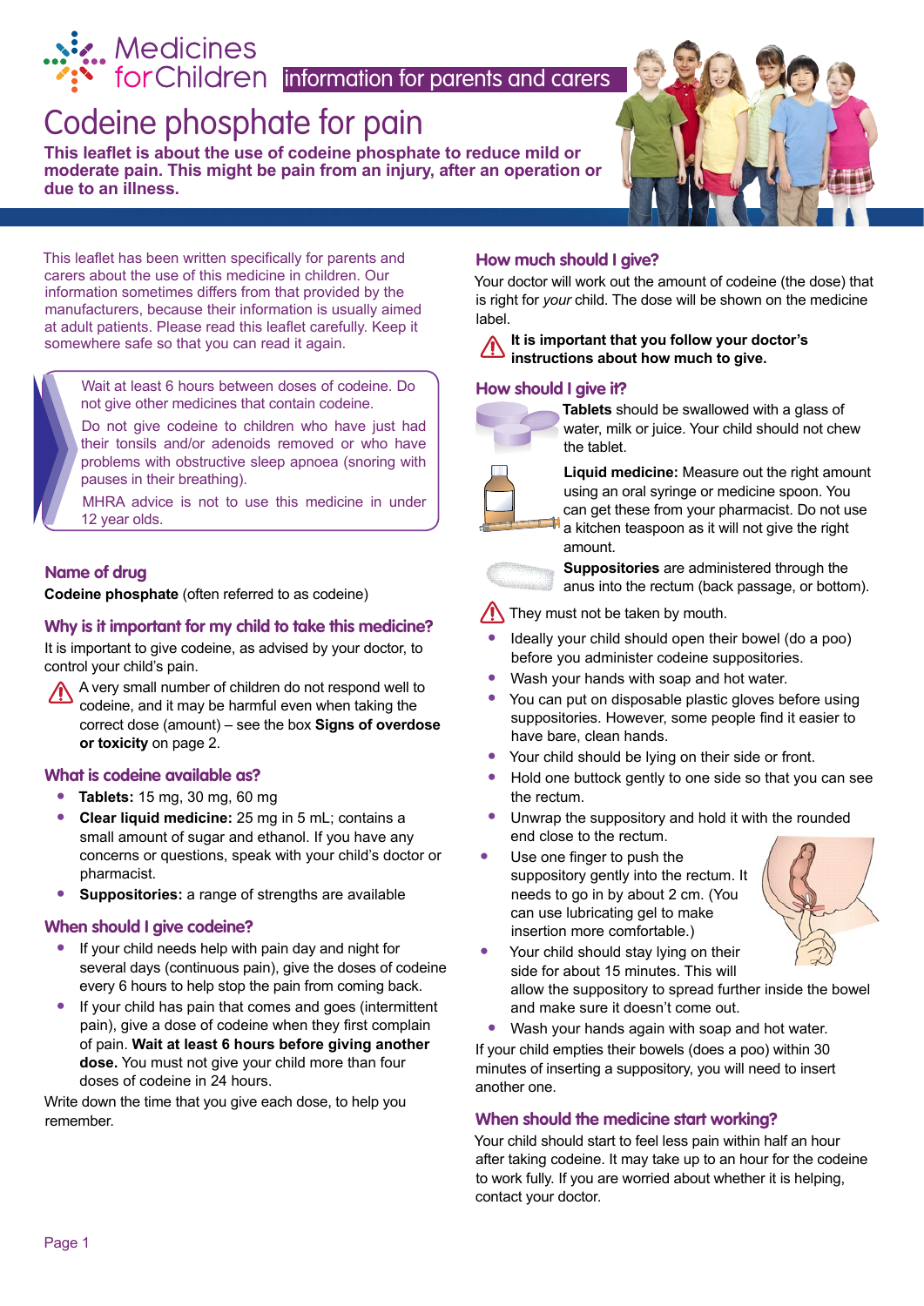Medicines for Children information for parents and carers

# Codeine phosphate for pain

**This leaflet is about the use of codeine phosphate to reduce mild or moderate pain. This might be pain from an injury, after an operation or due to an illness.**

This leaflet has been written specifically for parents and carers about the use of this medicine in children. Our information sometimes differs from that provided by the manufacturers, because their information is usually aimed at adult patients. Please read this leaflet carefully. Keep it somewhere safe so that you can read it again.

> Wait at least 6 hours between doses of codeine. Do not give other medicines that contain codeine.
>
> Do not give codeine to children who have just had their tonsils and/or adenoids removed or who have problems with obstructive sleep apnoea (snoring with pauses in their breathing).
>
> MHRA advice is not to use this medicine in under 12 year olds.

## Name of drug

**Codeine phosphate** (often referred to as codeine)

## Why is it important for my child to take this medicine?

It is important to give codeine, as advised by your doctor, to control your child's pain.

⚠ A very small number of children do not respond well to codeine, and it may be harmful even when taking the correct dose (amount) – see the box **Signs of overdose or toxicity** on page 2.

## What is codeine available as?

- **Tablets:** 15 mg, 30 mg, 60 mg
- **Clear liquid medicine:** 25 mg in 5 mL; contains a small amount of sugar and ethanol. If you have any concerns or questions, speak with your child's doctor or pharmacist.
- **Suppositories:** a range of strengths are available

## When should I give codeine?

- If your child needs help with pain day and night for several days (continuous pain), give the doses of codeine every 6 hours to help stop the pain from coming back.
- If your child has pain that comes and goes (intermittent pain), give a dose of codeine when they first complain of pain. **Wait at least 6 hours before giving another dose.** You must not give your child more than four doses of codeine in 24 hours.

Write down the time that you give each dose, to help you remember.

## How much should I give?

Your doctor will work out the amount of codeine (the dose) that is right for *your* child. The dose will be shown on the medicine label.

⚠ **It is important that you follow your doctor's instructions about how much to give.**

## How should I give it?

**Tablets** should be swallowed with a glass of water, milk or juice. Your child should not chew the tablet.

**Liquid medicine:** Measure out the right amount using an oral syringe or medicine spoon. You can get these from your pharmacist. Do not use a kitchen teaspoon as it will not give the right amount.

**Suppositories** are administered through the anus into the rectum (back passage, or bottom).

⚠ They must not be taken by mouth.

- Ideally your child should open their bowel (do a poo) before you administer codeine suppositories.
- Wash your hands with soap and hot water.
- You can put on disposable plastic gloves before using suppositories. However, some people find it easier to have bare, clean hands.
- Your child should be lying on their side or front.
- Hold one buttock gently to one side so that you can see the rectum.
- Unwrap the suppository and hold it with the rounded end close to the rectum.
- Use one finger to push the suppository gently into the rectum. It needs to go in by about 2 cm. (You can use lubricating gel to make insertion more comfortable.)
- Your child should stay lying on their side for about 15 minutes. This will allow the suppository to spread further inside the bowel and make sure it doesn't come out.
- Wash your hands again with soap and hot water.

If your child empties their bowels (does a poo) within 30 minutes of inserting a suppository, you will need to insert another one.

## When should the medicine start working?

Your child should start to feel less pain within half an hour after taking codeine. It may take up to an hour for the codeine to work fully. If you are worried about whether it is helping, contact your doctor.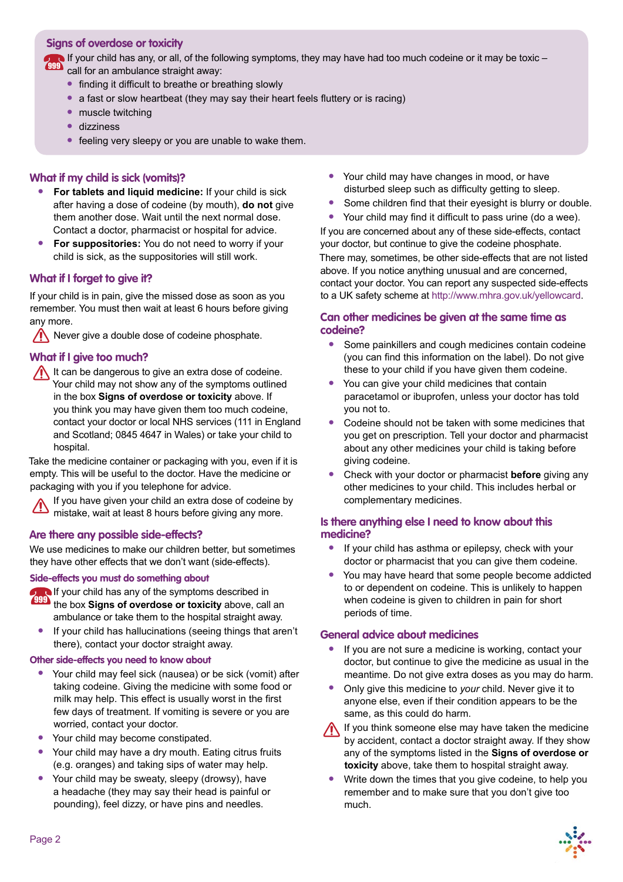## Signs of overdose or toxicity

If your child has any, or all, of the following symptoms, they may have had too much codeine or it may be toxic – call for an ambulance straight away:

- finding it difficult to breathe or breathing slowly
- a fast or slow heartbeat (they may say their heart feels fluttery or is racing)
- muscle twitching
- dizziness
- feeling very sleepy or you are unable to wake them.

## What if my child is sick (vomits)?

- **For tablets and liquid medicine:** If your child is sick after having a dose of codeine (by mouth), **do not** give them another dose. Wait until the next normal dose. Contact a doctor, pharmacist or hospital for advice.
- **For suppositories:** You do not need to worry if your child is sick, as the suppositories will still work.

## What if I forget to give it?

If your child is in pain, give the missed dose as soon as you remember. You must then wait at least 6 hours before giving any more.

Never give a double dose of codeine phosphate.

## What if I give too much?

It can be dangerous to give an extra dose of codeine. Your child may not show any of the symptoms outlined in the box **Signs of overdose or toxicity** above. If you think you may have given them too much codeine, contact your doctor or local NHS services (111 in England and Scotland; 0845 4647 in Wales) or take your child to hospital.

Take the medicine container or packaging with you, even if it is empty. This will be useful to the doctor. Have the medicine or packaging with you if you telephone for advice.

If you have given your child an extra dose of codeine by mistake, wait at least 8 hours before giving any more.

## Are there any possible side-effects?

We use medicines to make our children better, but sometimes they have other effects that we don't want (side-effects).

### Side-effects you must do something about

If your child has any of the symptoms described in the box **Signs of overdose or toxicity** above, call an ambulance or take them to the hospital straight away.

- If your child has hallucinations (seeing things that aren't there), contact your doctor straight away.

### Other side-effects you need to know about

- Your child may feel sick (nausea) or be sick (vomit) after taking codeine. Giving the medicine with some food or milk may help. This effect is usually worst in the first few days of treatment. If vomiting is severe or you are worried, contact your doctor.
- Your child may become constipated.
- Your child may have a dry mouth. Eating citrus fruits (e.g. oranges) and taking sips of water may help.
- Your child may be sweaty, sleepy (drowsy), have a headache (they may say their head is painful or pounding), feel dizzy, or have pins and needles.
- Your child may have changes in mood, or have disturbed sleep such as difficulty getting to sleep.
- Some children find that their eyesight is blurry or double.
- Your child may find it difficult to pass urine (do a wee).

If you are concerned about any of these side-effects, contact your doctor, but continue to give the codeine phosphate.

There may, sometimes, be other side-effects that are not listed above. If you notice anything unusual and are concerned, contact your doctor. You can report any suspected side-effects to a UK safety scheme at http://www.mhra.gov.uk/yellowcard.

## Can other medicines be given at the same time as codeine?

- Some painkillers and cough medicines contain codeine (you can find this information on the label). Do not give these to your child if you have given them codeine.
- You can give your child medicines that contain paracetamol or ibuprofen, unless your doctor has told you not to.
- Codeine should not be taken with some medicines that you get on prescription. Tell your doctor and pharmacist about any other medicines your child is taking before giving codeine.
- Check with your doctor or pharmacist **before** giving any other medicines to your child. This includes herbal or complementary medicines.

## Is there anything else I need to know about this medicine?

- If your child has asthma or epilepsy, check with your doctor or pharmacist that you can give them codeine.
- You may have heard that some people become addicted to or dependent on codeine. This is unlikely to happen when codeine is given to children in pain for short periods of time.

## General advice about medicines

- If you are not sure a medicine is working, contact your doctor, but continue to give the medicine as usual in the meantime. Do not give extra doses as you may do harm.
- Only give this medicine to *your* child. Never give it to anyone else, even if their condition appears to be the same, as this could do harm.

If you think someone else may have taken the medicine by accident, contact a doctor straight away. If they show any of the symptoms listed in the **Signs of overdose or toxicity** above, take them to hospital straight away.

- Write down the times that you give codeine, to help you remember and to make sure that you don't give too much.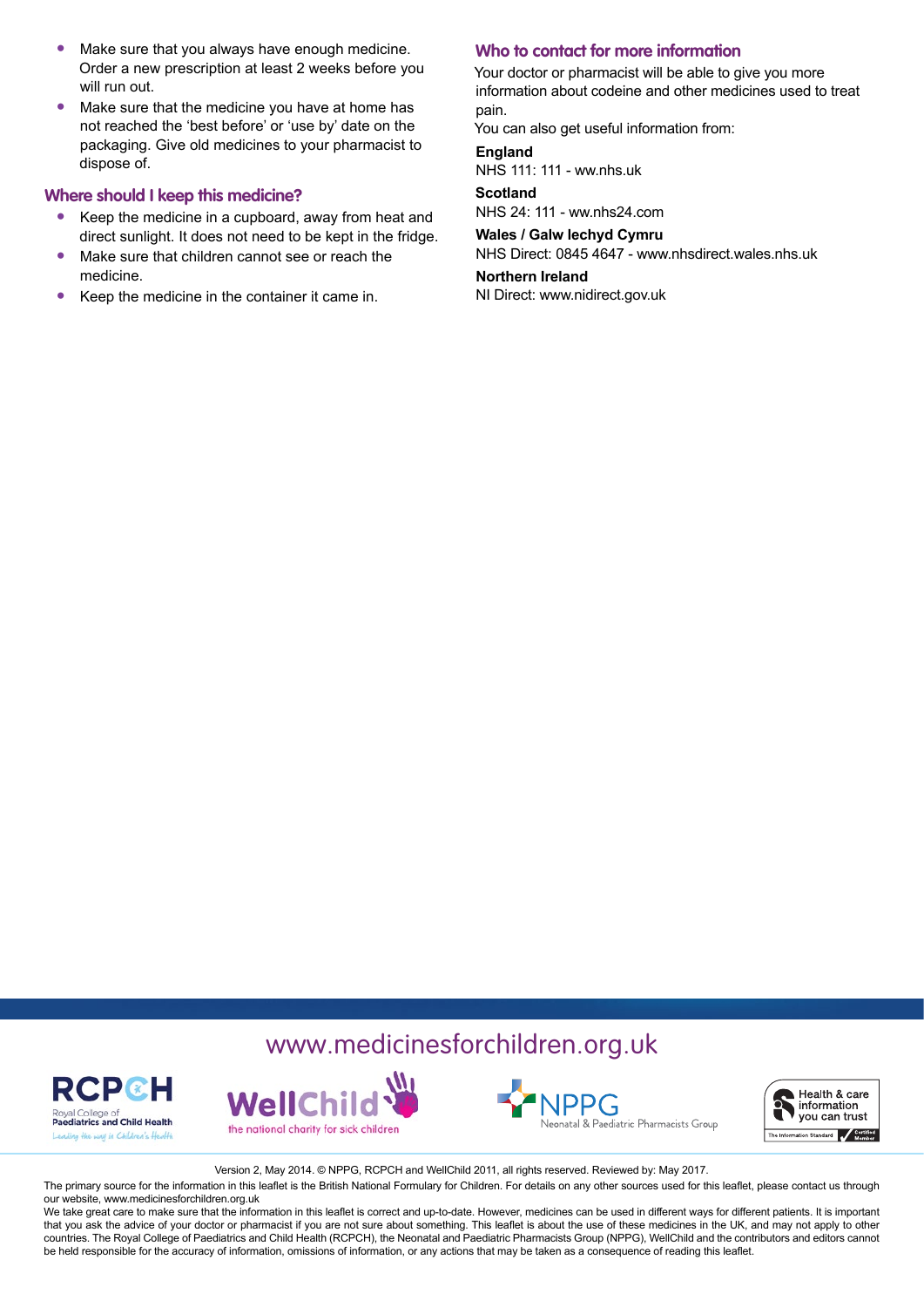- Make sure that you always have enough medicine. Order a new prescription at least 2 weeks before you will run out.
- Make sure that the medicine you have at home has not reached the 'best before' or 'use by' date on the packaging. Give old medicines to your pharmacist to dispose of.

## Where should I keep this medicine?

- Keep the medicine in a cupboard, away from heat and direct sunlight. It does not need to be kept in the fridge.
- Make sure that children cannot see or reach the medicine.
- Keep the medicine in the container it came in.

## Who to contact for more information

Your doctor or pharmacist will be able to give you more information about codeine and other medicines used to treat pain.

You can also get useful information from:

**England**
NHS 111: 111 - ww.nhs.uk

**Scotland**
NHS 24: 111 - ww.nhs24.com

**Wales / Galw Iechyd Cymru**
NHS Direct: 0845 4647 - www.nhsdirect.wales.nhs.uk

**Northern Ireland**
NI Direct: www.nidirect.gov.uk

www.medicinesforchildren.org.uk

RCPCH Royal College of Paediatrics and Child Health — Leading the way in Children's Health

WellChild — the national charity for sick children

NPPG — Neonatal & Paediatric Pharmacists Group

Health & care information you can trust — The Information Standard — Certified Member

Version 2, May 2014. © NPPG, RCPCH and WellChild 2011, all rights reserved. Reviewed by: May 2017.

The primary source for the information in this leaflet is the British National Formulary for Children. For details on any other sources used for this leaflet, please contact us through our website, www.medicinesforchildren.org.uk

We take great care to make sure that the information in this leaflet is correct and up-to-date. However, medicines can be used in different ways for different patients. It is important that you ask the advice of your doctor or pharmacist if you are not sure about something. This leaflet is about the use of these medicines in the UK, and may not apply to other countries. The Royal College of Paediatrics and Child Health (RCPCH), the Neonatal and Paediatric Pharmacists Group (NPPG), WellChild and the contributors and editors cannot be held responsible for the accuracy of information, omissions of information, or any actions that may be taken as a consequence of reading this leaflet.